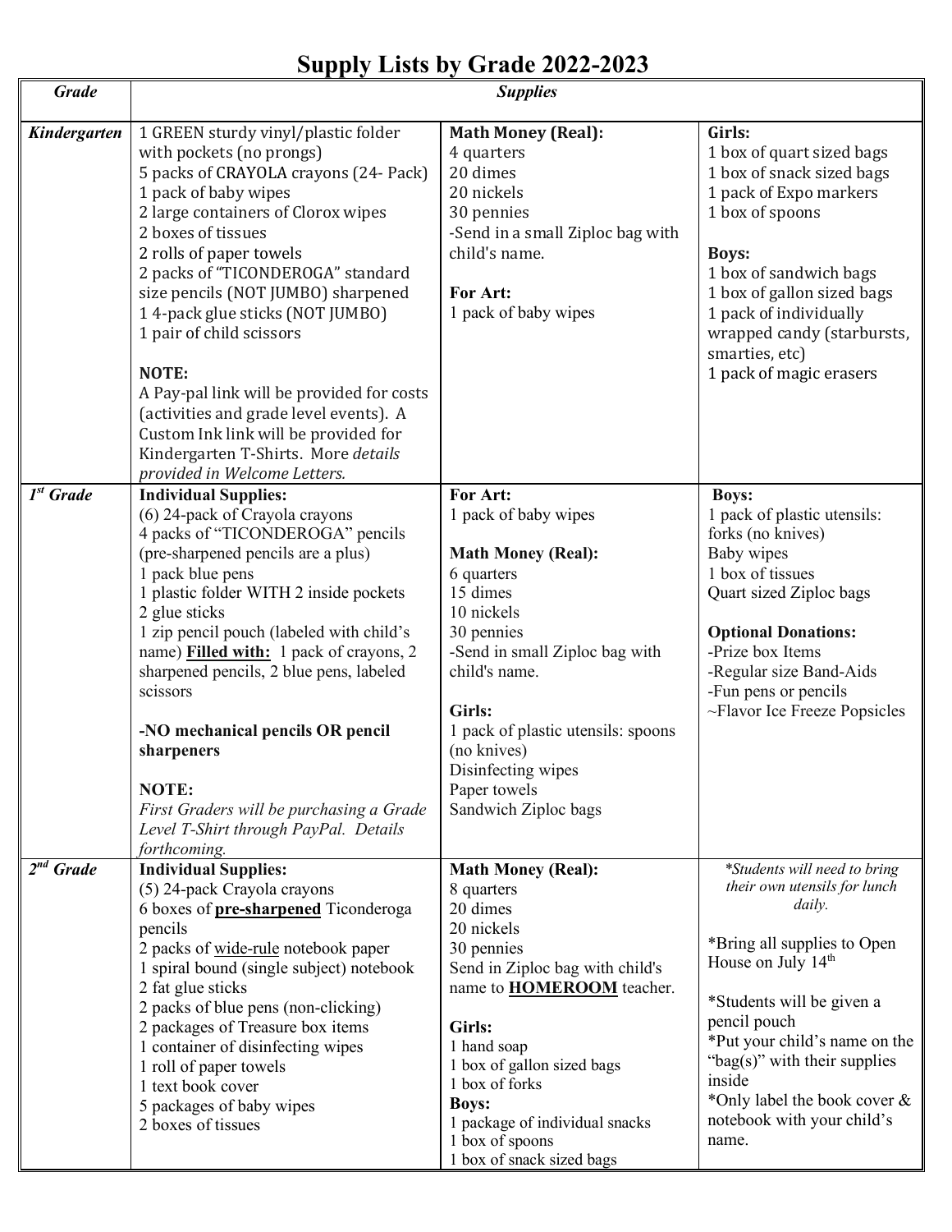# Supply Lists by Grade 2022-2023

| *Grade* | *Supplies* | | |
|---|---|---|---|
| ***Kindergarten*** | 1 GREEN sturdy vinyl/plastic folder with pockets (no prongs)<br>5 packs of CRAYOLA crayons (24- Pack)<br>1 pack of baby wipes<br>2 large containers of Clorox wipes<br>2 boxes of tissues<br>2 rolls of paper towels<br>2 packs of "TICONDEROGA" standard size pencils (NOT JUMBO) sharpened<br>1 4-pack glue sticks (NOT JUMBO)<br>1 pair of child scissors<br><br>**NOTE:**<br>A Pay-pal link will be provided for costs (activities and grade level events). A Custom Ink link will be provided for Kindergarten T-Shirts. More *details provided in Welcome Letters.* | **Math Money (Real):**<br>4 quarters<br>20 dimes<br>20 nickels<br>30 pennies<br>-Send in a small Ziploc bag with child's name.<br><br>**For Art:**<br>1 pack of baby wipes | **Girls:**<br>1 box of quart sized bags<br>1 box of snack sized bags<br>1 pack of Expo markers<br>1 box of spoons<br><br>**Boys:**<br>1 box of sandwich bags<br>1 box of gallon sized bags<br>1 pack of individually wrapped candy (starbursts, smarties, etc)<br>1 pack of magic erasers |
| ***1st Grade*** | **Individual Supplies:**<br>(6) 24-pack of Crayola crayons<br>4 packs of "TICONDEROGA" pencils (pre-sharpened pencils are a plus)<br>1 pack blue pens<br>1 plastic folder WITH 2 inside pockets<br>2 glue sticks<br>1 zip pencil pouch (labeled with child's name) **<u>Filled with:</u>** 1 pack of crayons, 2 sharpened pencils, 2 blue pens, labeled scissors<br><br>**-NO mechanical pencils OR pencil sharpeners**<br><br>**NOTE:**<br>*First Graders will be purchasing a Grade Level T-Shirt through PayPal. Details forthcoming.* | **For Art:**<br>1 pack of baby wipes<br><br>**Math Money (Real):**<br>6 quarters<br>15 dimes<br>10 nickels<br>30 pennies<br>-Send in small Ziploc bag with child's name.<br><br>**Girls:**<br>1 pack of plastic utensils: spoons (no knives)<br>Disinfecting wipes<br>Paper towels<br>Sandwich Ziploc bags | **Boys:**<br>1 pack of plastic utensils: forks (no knives)<br>Baby wipes<br>1 box of tissues<br>Quart sized Ziploc bags<br><br>**Optional Donations:**<br>-Prize box Items<br>-Regular size Band-Aids<br>-Fun pens or pencils<br>~Flavor Ice Freeze Popsicles |
| ***2nd Grade*** | **Individual Supplies:**<br>(5) 24-pack Crayola crayons<br>6 boxes of **<u>pre-sharpened</u>** Ticonderoga pencils<br>2 packs of <u>wide-rule</u> notebook paper<br>1 spiral bound (single subject) notebook<br>2 fat glue sticks<br>2 packs of blue pens (non-clicking)<br>2 packages of Treasure box items<br>1 container of disinfecting wipes<br>1 roll of paper towels<br>1 text book cover<br>5 packages of baby wipes<br>2 boxes of tissues | **Math Money (Real):**<br>8 quarters<br>20 dimes<br>20 nickels<br>30 pennies<br>Send in Ziploc bag with child's name to **<u>HOMEROOM</u>** teacher.<br><br>**Girls:**<br>1 hand soap<br>1 box of gallon sized bags<br>1 box of forks<br>**Boys:**<br>1 package of individual snacks<br>1 box of spoons<br>1 box of snack sized bags | **Students will need to bring their own utensils for lunch daily.*<br><br>*Bring all supplies to Open House on July 14th<br><br>*Students will be given a pencil pouch<br>*Put your child's name on the "bag(s)" with their supplies inside<br>*Only label the book cover & notebook with your child's name. |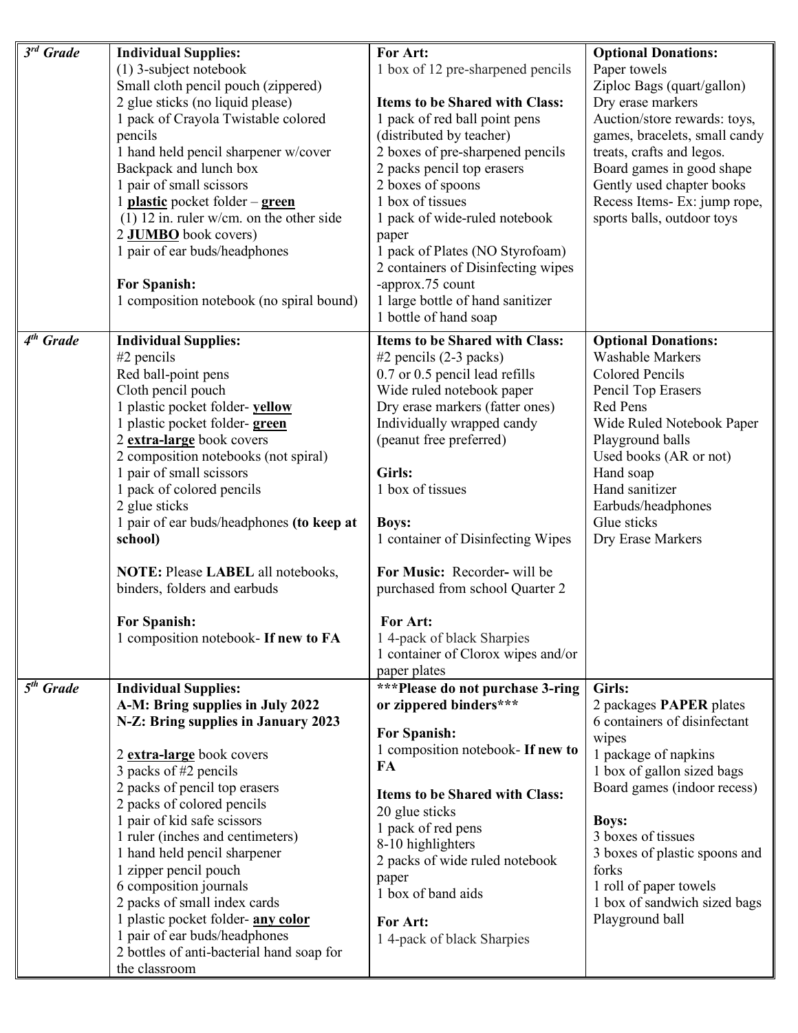| 3rd Grade | **Individual Supplies:**<br>(1) 3-subject notebook<br>Small cloth pencil pouch (zippered)<br>2 glue sticks (no liquid please)<br>1 pack of Crayola Twistable colored pencils<br>1 hand held pencil sharpener w/cover<br>Backpack and lunch box<br>1 pair of small scissors<br>1 **plastic** pocket folder – **green**<br>(1) 12 in. ruler w/cm. on the other side<br>2 **JUMBO** book covers)<br>1 pair of ear buds/headphones<br><br>**For Spanish:**<br>1 composition notebook (no spiral bound) | **For Art:**<br>1 box of 12 pre-sharpened pencils<br><br>**Items to be Shared with Class:**<br>1 pack of red ball point pens (distributed by teacher)<br>2 boxes of pre-sharpened pencils<br>2 packs pencil top erasers<br>2 boxes of spoons<br>1 box of tissues<br>1 pack of wide-ruled notebook paper<br>1 pack of Plates (NO Styrofoam)<br>2 containers of Disinfecting wipes -approx.75 count<br>1 large bottle of hand sanitizer<br>1 bottle of hand soap | **Optional Donations:**<br>Paper towels<br>Ziploc Bags (quart/gallon)<br>Dry erase markers<br>Auction/store rewards: toys, games, bracelets, small candy treats, crafts and legos.<br>Board games in good shape<br>Gently used chapter books<br>Recess Items- Ex: jump rope, sports balls, outdoor toys |
|---|---|---|---|
| 4th Grade | **Individual Supplies:**<br>#2 pencils<br>Red ball-point pens<br>Cloth pencil pouch<br>1 plastic pocket folder- **yellow**<br>1 plastic pocket folder- **green**<br>2 **extra-large** book covers<br>2 composition notebooks (not spiral)<br>1 pair of small scissors<br>1 pack of colored pencils<br>2 glue sticks<br>1 pair of ear buds/headphones **(to keep at school)**<br><br>**NOTE:** Please **LABEL** all notebooks, binders, folders and earbuds<br><br>**For Spanish:**<br>1 composition notebook- **If new to FA** | **Items to be Shared with Class:**<br>#2 pencils (2-3 packs)<br>0.7 or 0.5 pencil lead refills<br>Wide ruled notebook paper<br>Dry erase markers (fatter ones)<br>Individually wrapped candy (peanut free preferred)<br><br>**Girls:**<br>1 box of tissues<br><br>**Boys:**<br>1 container of Disinfecting Wipes<br><br>**For Music:** Recorder**-** will be purchased from school Quarter 2<br><br>**For Art:**<br>1 4-pack of black Sharpies<br>1 container of Clorox wipes and/or paper plates | **Optional Donations:**<br>Washable Markers<br>Colored Pencils<br>Pencil Top Erasers<br>Red Pens<br>Wide Ruled Notebook Paper<br>Playground balls<br>Used books (AR or not)<br>Hand soap<br>Hand sanitizer<br>Earbuds/headphones<br>Glue sticks<br>Dry Erase Markers |
| 5th Grade | **Individual Supplies:**<br>**A-M: Bring supplies in July 2022**<br>**N-Z: Bring supplies in January 2023**<br><br>2 **extra-large** book covers<br>3 packs of #2 pencils<br>2 packs of pencil top erasers<br>2 packs of colored pencils<br>1 pair of kid safe scissors<br>1 ruler (inches and centimeters)<br>1 hand held pencil sharpener<br>1 zipper pencil pouch<br>6 composition journals<br>2 packs of small index cards<br>1 plastic pocket folder- **any color**<br>1 pair of ear buds/headphones<br>2 bottles of anti-bacterial hand soap for the classroom | **\*\*\*Please do not purchase 3-ring or zippered binders\*\*\***<br><br>**For Spanish:**<br>1 composition notebook- **If new to FA**<br><br>**Items to be Shared with Class:**<br>20 glue sticks<br>1 pack of red pens<br>8-10 highlighters<br>2 packs of wide ruled notebook paper<br>1 box of band aids<br><br>**For Art:**<br>1 4-pack of black Sharpies | **Girls:**<br>2 packages **PAPER** plates<br>6 containers of disinfectant wipes<br>1 package of napkins<br>1 box of gallon sized bags<br>Board games (indoor recess)<br><br>**Boys:**<br>3 boxes of tissues<br>3 boxes of plastic spoons and forks<br>1 roll of paper towels<br>1 box of sandwich sized bags<br>Playground ball |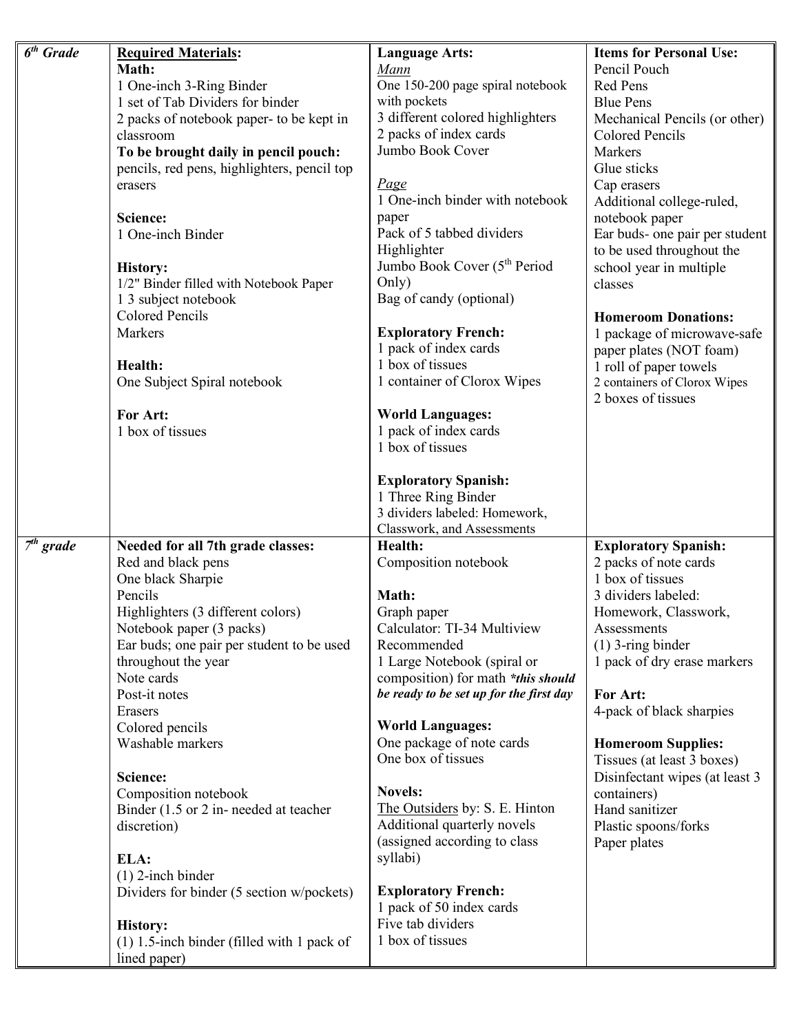| 6th Grade | **Required Materials:**<br>**Math:**<br>1 One-inch 3-Ring Binder<br>1 set of Tab Dividers for binder<br>2 packs of notebook paper- to be kept in classroom<br>**To be brought daily in pencil pouch:**<br>pencils, red pens, highlighters, pencil top erasers<br><br>**Science:**<br>1 One-inch Binder<br><br>**History:**<br>1/2" Binder filled with Notebook Paper<br>1 3 subject notebook<br>Colored Pencils<br>Markers<br><br>**Health:**<br>One Subject Spiral notebook<br><br>**For Art:**<br>1 box of tissues | **Language Arts:**<br>*Mann*<br>One 150-200 page spiral notebook with pockets<br>3 different colored highlighters<br>2 packs of index cards<br>Jumbo Book Cover<br><br>*Page*<br>1 One-inch binder with notebook paper<br>Pack of 5 tabbed dividers<br>Highlighter<br>Jumbo Book Cover (5th Period Only)<br>Bag of candy (optional)<br><br>**Exploratory French:**<br>1 pack of index cards<br>1 box of tissues<br>1 container of Clorox Wipes<br><br>**World Languages:**<br>1 pack of index cards<br>1 box of tissues<br><br>**Exploratory Spanish:**<br>1 Three Ring Binder<br>3 dividers labeled: Homework, Classwork, and Assessments | **Items for Personal Use:**<br>Pencil Pouch<br>Red Pens<br>Blue Pens<br>Mechanical Pencils (or other)<br>Colored Pencils<br>Markers<br>Glue sticks<br>Cap erasers<br>Additional college-ruled, notebook paper<br>Ear buds- one pair per student to be used throughout the school year in multiple classes<br><br>**Homeroom Donations:**<br>1 package of microwave-safe paper plates (NOT foam)<br>1 roll of paper towels<br>2 containers of Clorox Wipes<br>2 boxes of tissues |
|---|---|---|---|
| 7th grade | **Needed for all 7th grade classes:**<br>Red and black pens<br>One black Sharpie<br>Pencils<br>Highlighters (3 different colors)<br>Notebook paper (3 packs)<br>Ear buds; one pair per student to be used throughout the year<br>Note cards<br>Post-it notes<br>Erasers<br>Colored pencils<br>Washable markers<br><br>**Science:**<br>Composition notebook<br>Binder (1.5 or 2 in- needed at teacher discretion)<br><br>**ELA:**<br>(1) 2-inch binder<br>Dividers for binder (5 section w/pockets)<br><br>**History:**<br>(1) 1.5-inch binder (filled with 1 pack of lined paper) | **Health:**<br>Composition notebook<br><br>**Math:**<br>Graph paper<br>Calculator: TI-34 Multiview Recommended<br>1 Large Notebook (spiral or composition) for math ***this should be ready to be set up for the first day***<br><br>**World Languages:**<br>One package of note cards<br>One box of tissues<br><br>**Novels:**<br>The Outsiders by: S. E. Hinton<br>Additional quarterly novels (assigned according to class syllabi)<br><br>**Exploratory French:**<br>1 pack of 50 index cards<br>Five tab dividers<br>1 box of tissues | **Exploratory Spanish:**<br>2 packs of note cards<br>1 box of tissues<br>3 dividers labeled: Homework, Classwork, Assessments<br>(1) 3-ring binder<br>1 pack of dry erase markers<br><br>**For Art:**<br>4-pack of black sharpies<br><br>**Homeroom Supplies:**<br>Tissues (at least 3 boxes)<br>Disinfectant wipes (at least 3 containers)<br>Hand sanitizer<br>Plastic spoons/forks<br>Paper plates |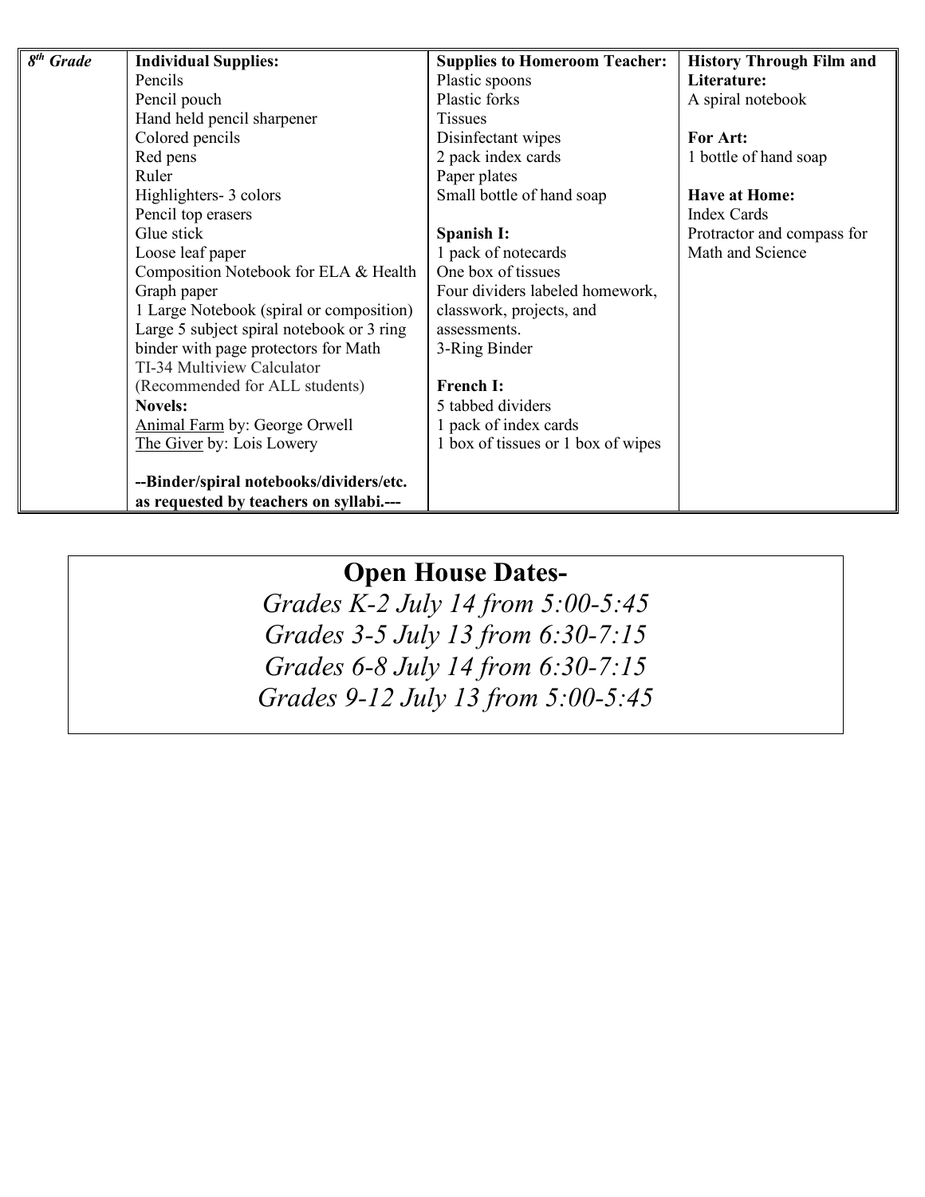| | | | |
|---|---|---|---|
| *8th Grade* | **Individual Supplies:**<br>Pencils<br>Pencil pouch<br>Hand held pencil sharpener<br>Colored pencils<br>Red pens<br>Ruler<br>Highlighters- 3 colors<br>Pencil top erasers<br>Glue stick<br>Loose leaf paper<br>Composition Notebook for ELA & Health<br>Graph paper<br>1 Large Notebook (spiral or composition)<br>Large 5 subject spiral notebook or 3 ring binder with page protectors for Math<br>TI-34 Multiview Calculator (Recommended for ALL students)<br>**Novels:**<br><u>Animal Farm</u> by: George Orwell<br><u>The Giver</u> by: Lois Lowery<br><br>**--Binder/spiral notebooks/dividers/etc. as requested by teachers on syllabi.---** | **Supplies to Homeroom Teacher:**<br>Plastic spoons<br>Plastic forks<br>Tissues<br>Disinfectant wipes<br>2 pack index cards<br>Paper plates<br>Small bottle of hand soap<br><br>**Spanish I:**<br>1 pack of notecards<br>One box of tissues<br>Four dividers labeled homework, classwork, projects, and assessments.<br>3-Ring Binder<br><br>**French I:**<br>5 tabbed dividers<br>1 pack of index cards<br>1 box of tissues or 1 box of wipes | **History Through Film and Literature:**<br>A spiral notebook<br><br>**For Art:**<br>1 bottle of hand soap<br><br>**Have at Home:**<br>Index Cards<br>Protractor and compass for Math and Science |

## Open House Dates-

*Grades K-2 July 14 from 5:00-5:45*
*Grades 3-5 July 13 from 6:30-7:15*
*Grades 6-8 July 14 from 6:30-7:15*
*Grades 9-12 July 13 from 5:00-5:45*